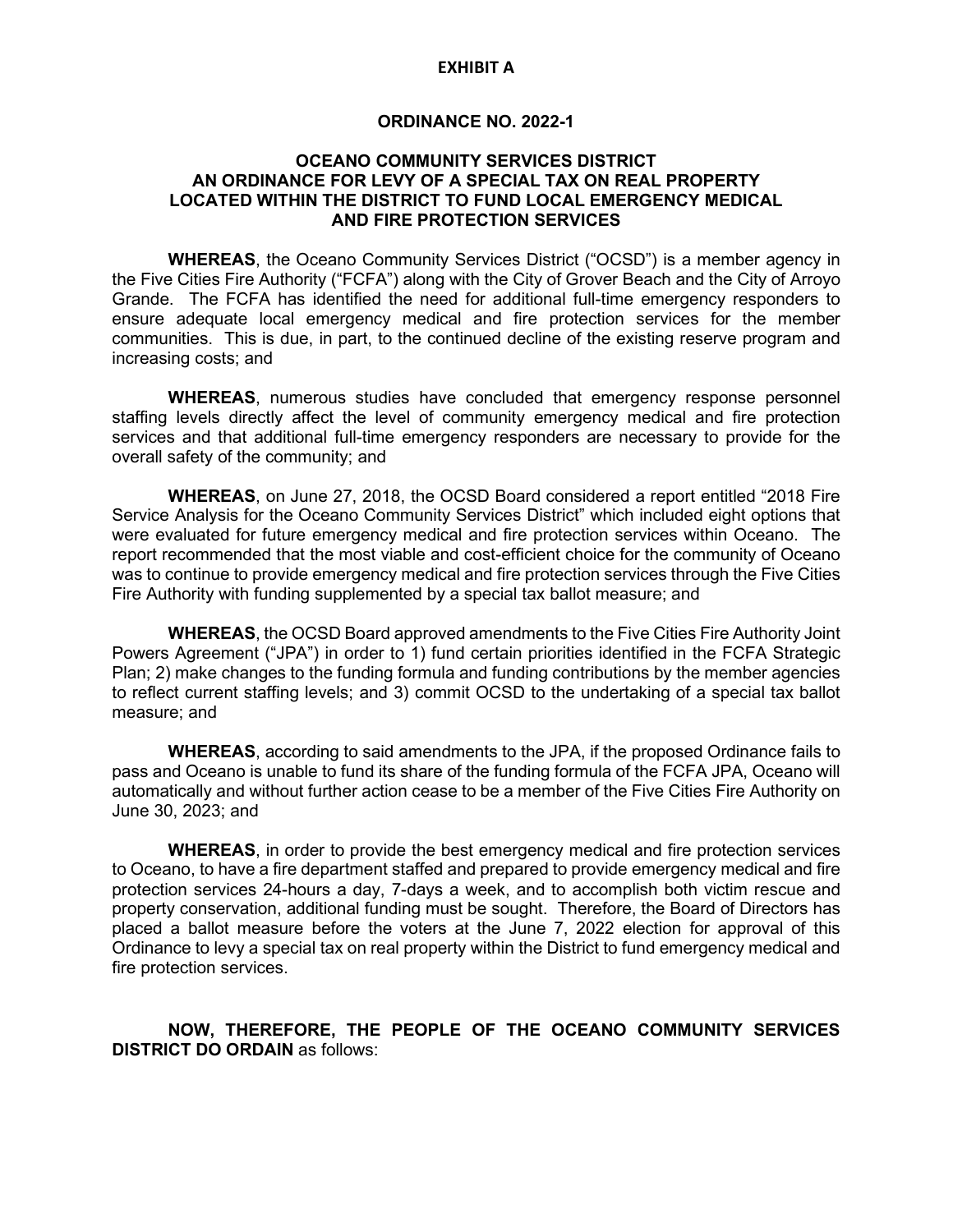**EXHIBIT A**

**ORDINANCE NO. 2022-1**

**OCEANO COMMUNITY SERVICES DISTRICT**
**AN ORDINANCE FOR LEVY OF A SPECIAL TAX ON REAL PROPERTY LOCATED WITHIN THE DISTRICT TO FUND LOCAL EMERGENCY MEDICAL AND FIRE PROTECTION SERVICES**

**WHEREAS**, the Oceano Community Services District ("OCSD") is a member agency in the Five Cities Fire Authority ("FCFA") along with the City of Grover Beach and the City of Arroyo Grande. The FCFA has identified the need for additional full-time emergency responders to ensure adequate local emergency medical and fire protection services for the member communities. This is due, in part, to the continued decline of the existing reserve program and increasing costs; and

**WHEREAS**, numerous studies have concluded that emergency response personnel staffing levels directly affect the level of community emergency medical and fire protection services and that additional full-time emergency responders are necessary to provide for the overall safety of the community; and

**WHEREAS**, on June 27, 2018, the OCSD Board considered a report entitled "2018 Fire Service Analysis for the Oceano Community Services District" which included eight options that were evaluated for future emergency medical and fire protection services within Oceano. The report recommended that the most viable and cost-efficient choice for the community of Oceano was to continue to provide emergency medical and fire protection services through the Five Cities Fire Authority with funding supplemented by a special tax ballot measure; and

**WHEREAS**, the OCSD Board approved amendments to the Five Cities Fire Authority Joint Powers Agreement ("JPA") in order to 1) fund certain priorities identified in the FCFA Strategic Plan; 2) make changes to the funding formula and funding contributions by the member agencies to reflect current staffing levels; and 3) commit OCSD to the undertaking of a special tax ballot measure; and

**WHEREAS**, according to said amendments to the JPA, if the proposed Ordinance fails to pass and Oceano is unable to fund its share of the funding formula of the FCFA JPA, Oceano will automatically and without further action cease to be a member of the Five Cities Fire Authority on June 30, 2023; and

**WHEREAS**, in order to provide the best emergency medical and fire protection services to Oceano, to have a fire department staffed and prepared to provide emergency medical and fire protection services 24-hours a day, 7-days a week, and to accomplish both victim rescue and property conservation, additional funding must be sought. Therefore, the Board of Directors has placed a ballot measure before the voters at the June 7, 2022 election for approval of this Ordinance to levy a special tax on real property within the District to fund emergency medical and fire protection services.

**NOW, THEREFORE, THE PEOPLE OF THE OCEANO COMMUNITY SERVICES DISTRICT DO ORDAIN** as follows: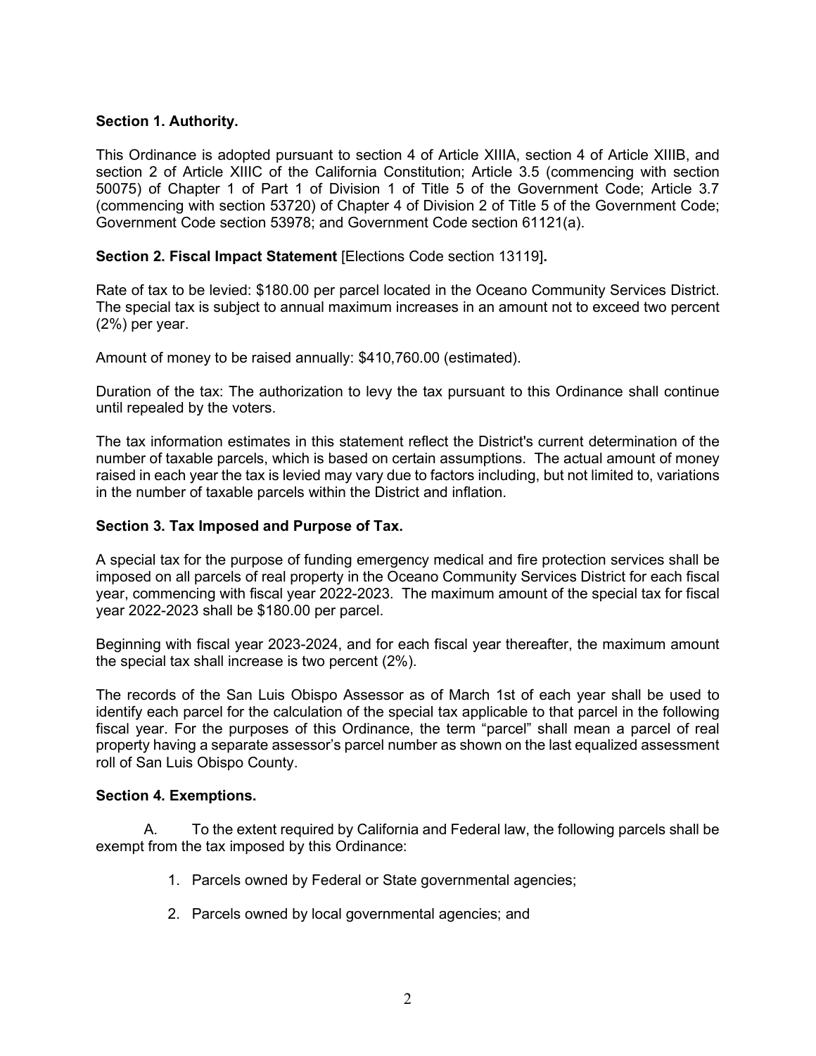**Section 1. Authority.**

This Ordinance is adopted pursuant to section 4 of Article XIIIA, section 4 of Article XIIIB, and section 2 of Article XIIIC of the California Constitution; Article 3.5 (commencing with section 50075) of Chapter 1 of Part 1 of Division 1 of Title 5 of the Government Code; Article 3.7 (commencing with section 53720) of Chapter 4 of Division 2 of Title 5 of the Government Code; Government Code section 53978; and Government Code section 61121(a).

**Section 2. Fiscal Impact Statement** [Elections Code section 13119]**.**

Rate of tax to be levied: $180.00 per parcel located in the Oceano Community Services District. The special tax is subject to annual maximum increases in an amount not to exceed two percent (2%) per year.

Amount of money to be raised annually: $410,760.00 (estimated).

Duration of the tax: The authorization to levy the tax pursuant to this Ordinance shall continue until repealed by the voters.

The tax information estimates in this statement reflect the District's current determination of the number of taxable parcels, which is based on certain assumptions. The actual amount of money raised in each year the tax is levied may vary due to factors including, but not limited to, variations in the number of taxable parcels within the District and inflation.

**Section 3. Tax Imposed and Purpose of Tax.**

A special tax for the purpose of funding emergency medical and fire protection services shall be imposed on all parcels of real property in the Oceano Community Services District for each fiscal year, commencing with fiscal year 2022-2023. The maximum amount of the special tax for fiscal year 2022-2023 shall be $180.00 per parcel.

Beginning with fiscal year 2023-2024, and for each fiscal year thereafter, the maximum amount the special tax shall increase is two percent (2%).

The records of the San Luis Obispo Assessor as of March 1st of each year shall be used to identify each parcel for the calculation of the special tax applicable to that parcel in the following fiscal year. For the purposes of this Ordinance, the term "parcel" shall mean a parcel of real property having a separate assessor's parcel number as shown on the last equalized assessment roll of San Luis Obispo County.

**Section 4. Exemptions.**

A. To the extent required by California and Federal law, the following parcels shall be exempt from the tax imposed by this Ordinance:

1. Parcels owned by Federal or State governmental agencies;
2. Parcels owned by local governmental agencies; and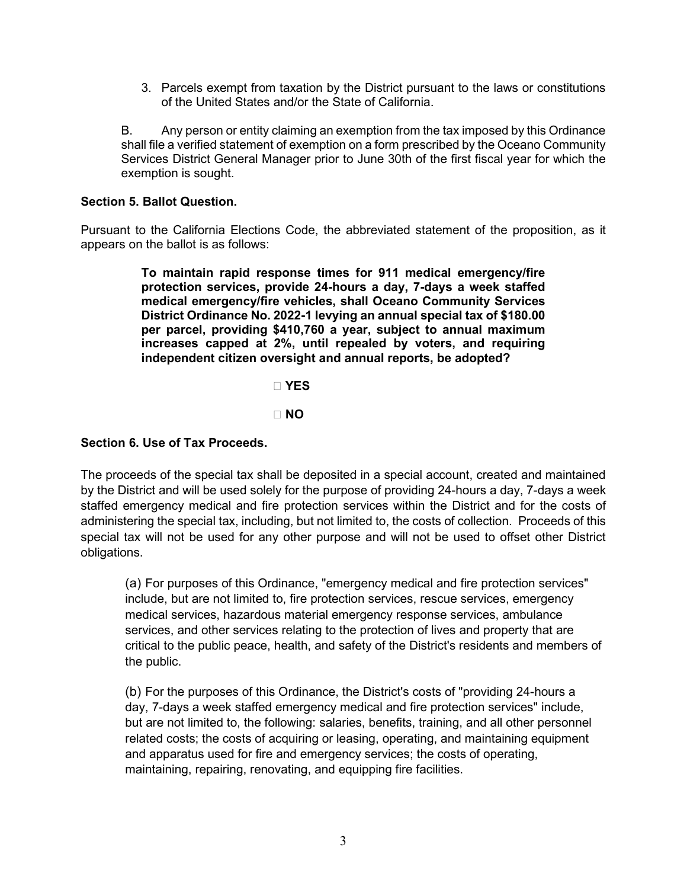3. Parcels exempt from taxation by the District pursuant to the laws or constitutions of the United States and/or the State of California.

B. Any person or entity claiming an exemption from the tax imposed by this Ordinance shall file a verified statement of exemption on a form prescribed by the Oceano Community Services District General Manager prior to June 30th of the first fiscal year for which the exemption is sought.

**Section 5. Ballot Question.**

Pursuant to the California Elections Code, the abbreviated statement of the proposition, as it appears on the ballot is as follows:

> **To maintain rapid response times for 911 medical emergency/fire protection services, provide 24-hours a day, 7-days a week staffed medical emergency/fire vehicles, shall Oceano Community Services District Ordinance No. 2022-1 levying an annual special tax of $180.00 per parcel, providing $410,760 a year, subject to annual maximum increases capped at 2%, until repealed by voters, and requiring independent citizen oversight and annual reports, be adopted?**
>
> ☐ **YES**
>
> ☐ **NO**

**Section 6. Use of Tax Proceeds.**

The proceeds of the special tax shall be deposited in a special account, created and maintained by the District and will be used solely for the purpose of providing 24-hours a day, 7-days a week staffed emergency medical and fire protection services within the District and for the costs of administering the special tax, including, but not limited to, the costs of collection. Proceeds of this special tax will not be used for any other purpose and will not be used to offset other District obligations.

(a) For purposes of this Ordinance, "emergency medical and fire protection services" include, but are not limited to, fire protection services, rescue services, emergency medical services, hazardous material emergency response services, ambulance services, and other services relating to the protection of lives and property that are critical to the public peace, health, and safety of the District's residents and members of the public.

(b) For the purposes of this Ordinance, the District's costs of "providing 24-hours a day, 7-days a week staffed emergency medical and fire protection services" include, but are not limited to, the following: salaries, benefits, training, and all other personnel related costs; the costs of acquiring or leasing, operating, and maintaining equipment and apparatus used for fire and emergency services; the costs of operating, maintaining, repairing, renovating, and equipping fire facilities.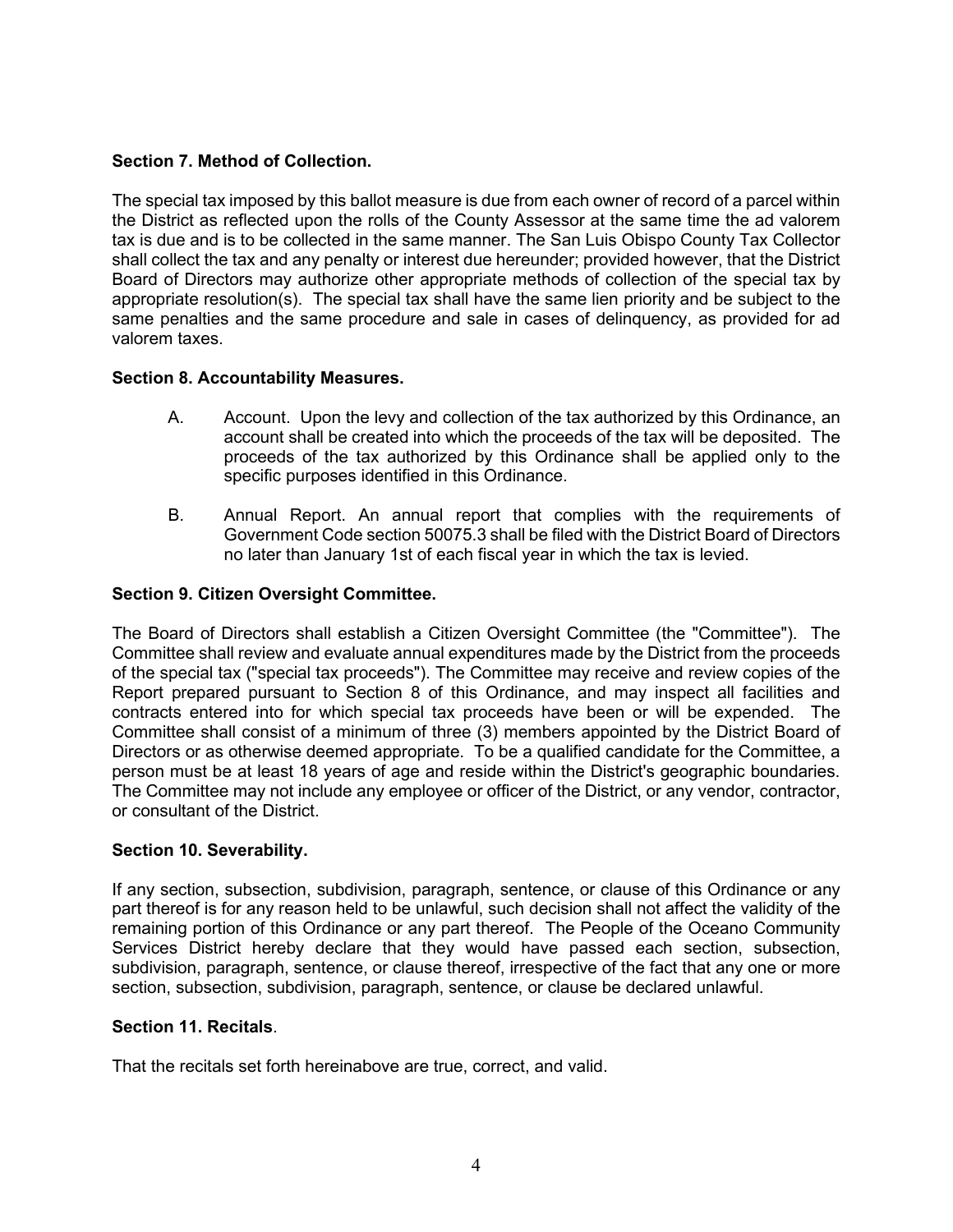**Section 7. Method of Collection.**

The special tax imposed by this ballot measure is due from each owner of record of a parcel within the District as reflected upon the rolls of the County Assessor at the same time the ad valorem tax is due and is to be collected in the same manner. The San Luis Obispo County Tax Collector shall collect the tax and any penalty or interest due hereunder; provided however, that the District Board of Directors may authorize other appropriate methods of collection of the special tax by appropriate resolution(s). The special tax shall have the same lien priority and be subject to the same penalties and the same procedure and sale in cases of delinquency, as provided for ad valorem taxes.

**Section 8. Accountability Measures.**

A. Account. Upon the levy and collection of the tax authorized by this Ordinance, an account shall be created into which the proceeds of the tax will be deposited. The proceeds of the tax authorized by this Ordinance shall be applied only to the specific purposes identified in this Ordinance.

B. Annual Report. An annual report that complies with the requirements of Government Code section 50075.3 shall be filed with the District Board of Directors no later than January 1st of each fiscal year in which the tax is levied.

**Section 9. Citizen Oversight Committee.**

The Board of Directors shall establish a Citizen Oversight Committee (the "Committee"). The Committee shall review and evaluate annual expenditures made by the District from the proceeds of the special tax ("special tax proceeds"). The Committee may receive and review copies of the Report prepared pursuant to Section 8 of this Ordinance, and may inspect all facilities and contracts entered into for which special tax proceeds have been or will be expended. The Committee shall consist of a minimum of three (3) members appointed by the District Board of Directors or as otherwise deemed appropriate. To be a qualified candidate for the Committee, a person must be at least 18 years of age and reside within the District's geographic boundaries. The Committee may not include any employee or officer of the District, or any vendor, contractor, or consultant of the District.

**Section 10. Severability.**

If any section, subsection, subdivision, paragraph, sentence, or clause of this Ordinance or any part thereof is for any reason held to be unlawful, such decision shall not affect the validity of the remaining portion of this Ordinance or any part thereof. The People of the Oceano Community Services District hereby declare that they would have passed each section, subsection, subdivision, paragraph, sentence, or clause thereof, irrespective of the fact that any one or more section, subsection, subdivision, paragraph, sentence, or clause be declared unlawful.

**Section 11. Recitals**.

That the recitals set forth hereinabove are true, correct, and valid.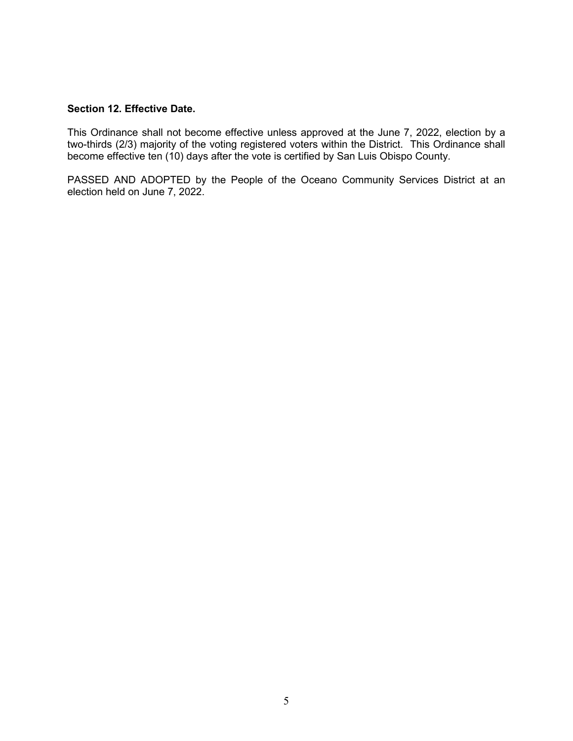**Section 12. Effective Date.**

This Ordinance shall not become effective unless approved at the June 7, 2022, election by a two-thirds (2/3) majority of the voting registered voters within the District. This Ordinance shall become effective ten (10) days after the vote is certified by San Luis Obispo County.

PASSED AND ADOPTED by the People of the Oceano Community Services District at an election held on June 7, 2022.